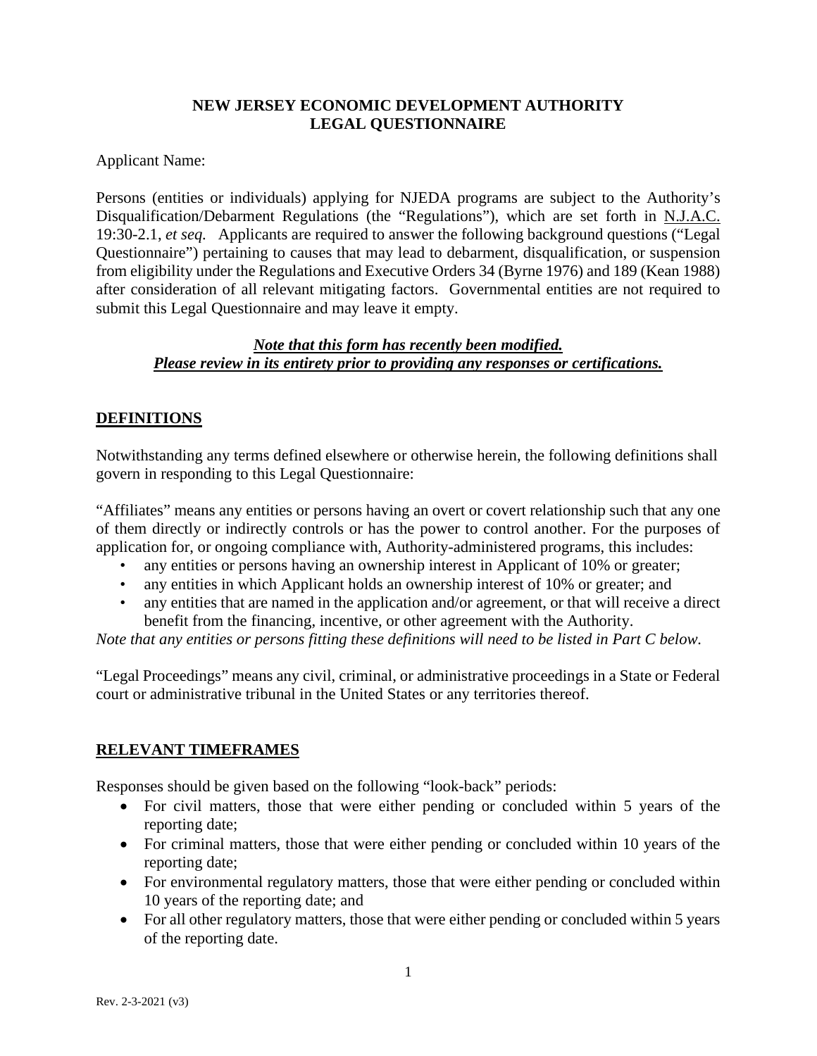# NEW JERSEY ECONOMIC DEVELOPMENT AUTHORITY
# LEGAL QUESTIONNAIRE

Applicant Name:

Persons (entities or individuals) applying for NJEDA programs are subject to the Authority's Disqualification/Debarment Regulations (the "Regulations"), which are set forth in N.J.A.C. 19:30-2.1, *et seq.* Applicants are required to answer the following background questions ("Legal Questionnaire") pertaining to causes that may lead to debarment, disqualification, or suspension from eligibility under the Regulations and Executive Orders 34 (Byrne 1976) and 189 (Kean 1988) after consideration of all relevant mitigating factors. Governmental entities are not required to submit this Legal Questionnaire and may leave it empty.

***Note that this form has recently been modified.***
***Please review in its entirety prior to providing any responses or certifications.***

## DEFINITIONS

Notwithstanding any terms defined elsewhere or otherwise herein, the following definitions shall govern in responding to this Legal Questionnaire:

"Affiliates" means any entities or persons having an overt or covert relationship such that any one of them directly or indirectly controls or has the power to control another. For the purposes of application for, or ongoing compliance with, Authority-administered programs, this includes:

- any entities or persons having an ownership interest in Applicant of 10% or greater;
- any entities in which Applicant holds an ownership interest of 10% or greater; and
- any entities that are named in the application and/or agreement, or that will receive a direct benefit from the financing, incentive, or other agreement with the Authority.

*Note that any entities or persons fitting these definitions will need to be listed in Part C below.*

"Legal Proceedings" means any civil, criminal, or administrative proceedings in a State or Federal court or administrative tribunal in the United States or any territories thereof.

## RELEVANT TIMEFRAMES

Responses should be given based on the following "look-back" periods:

- For civil matters, those that were either pending or concluded within 5 years of the reporting date;
- For criminal matters, those that were either pending or concluded within 10 years of the reporting date;
- For environmental regulatory matters, those that were either pending or concluded within 10 years of the reporting date; and
- For all other regulatory matters, those that were either pending or concluded within 5 years of the reporting date.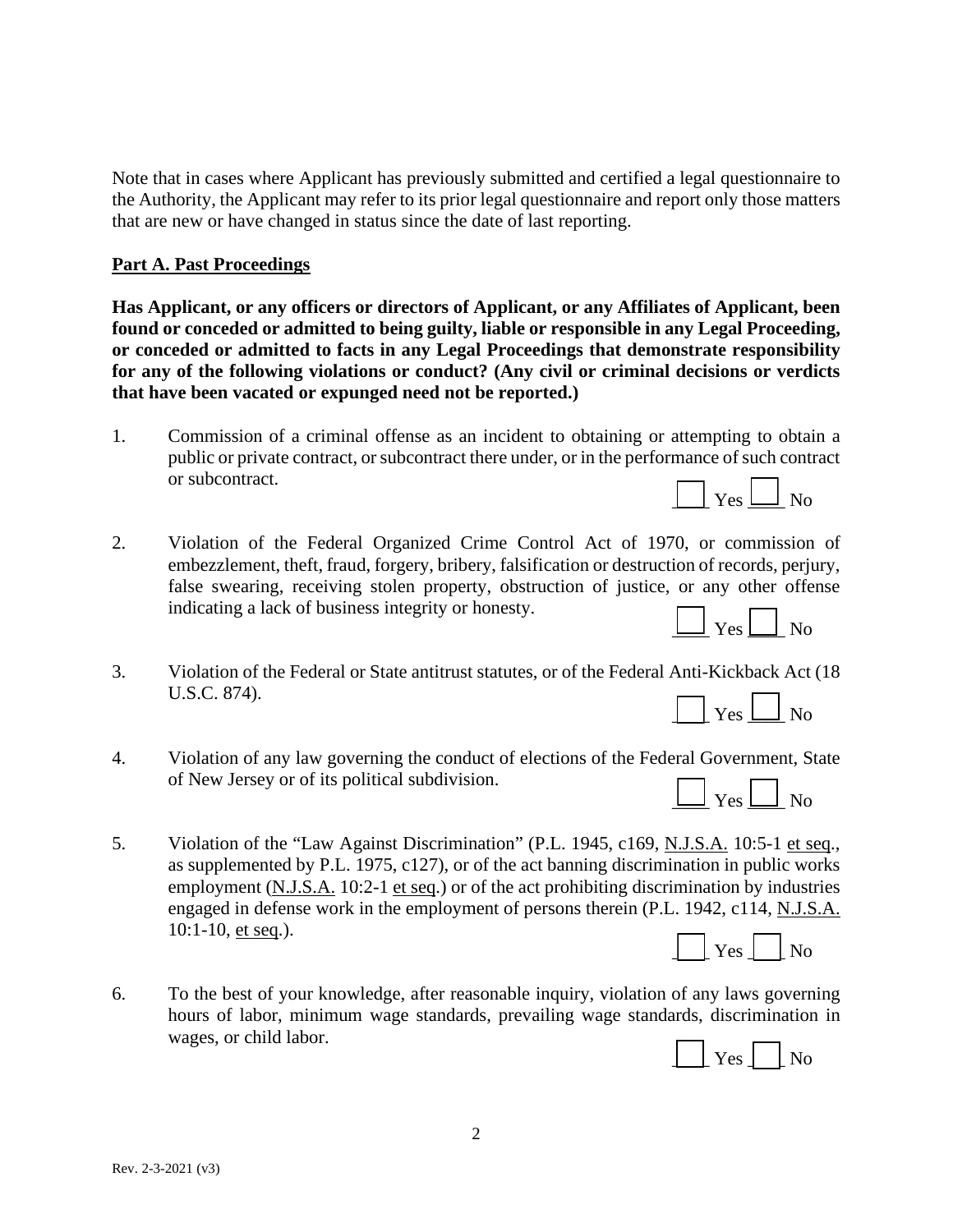Note that in cases where Applicant has previously submitted and certified a legal questionnaire to the Authority, the Applicant may refer to its prior legal questionnaire and report only those matters that are new or have changed in status since the date of last reporting.

**Part A. Past Proceedings**

**Has Applicant, or any officers or directors of Applicant, or any Affiliates of Applicant, been found or conceded or admitted to being guilty, liable or responsible in any Legal Proceeding, or conceded or admitted to facts in any Legal Proceedings that demonstrate responsibility for any of the following violations or conduct? (Any civil or criminal decisions or verdicts that have been vacated or expunged need not be reported.)**

1. Commission of a criminal offense as an incident to obtaining or attempting to obtain a public or private contract, or subcontract there under, or in the performance of such contract or subcontract.

   ☐ Yes ☐ No

2. Violation of the Federal Organized Crime Control Act of 1970, or commission of embezzlement, theft, fraud, forgery, bribery, falsification or destruction of records, perjury, false swearing, receiving stolen property, obstruction of justice, or any other offense indicating a lack of business integrity or honesty.

   ☐ Yes ☐ No

3. Violation of the Federal or State antitrust statutes, or of the Federal Anti-Kickback Act (18 U.S.C. 874).

   ☐ Yes ☐ No

4. Violation of any law governing the conduct of elections of the Federal Government, State of New Jersey or of its political subdivision.

   ☐ Yes ☐ No

5. Violation of the "Law Against Discrimination" (P.L. 1945, c169, N.J.S.A. 10:5-1 et seq., as supplemented by P.L. 1975, c127), or of the act banning discrimination in public works employment (N.J.S.A. 10:2-1 et seq.) or of the act prohibiting discrimination by industries engaged in defense work in the employment of persons therein (P.L. 1942, c114, N.J.S.A. 10:1-10, et seq.).

   ☐ Yes ☐ No

6. To the best of your knowledge, after reasonable inquiry, violation of any laws governing hours of labor, minimum wage standards, prevailing wage standards, discrimination in wages, or child labor.

   ☐ Yes ☐ No

Rev. 2-3-2021 (v3)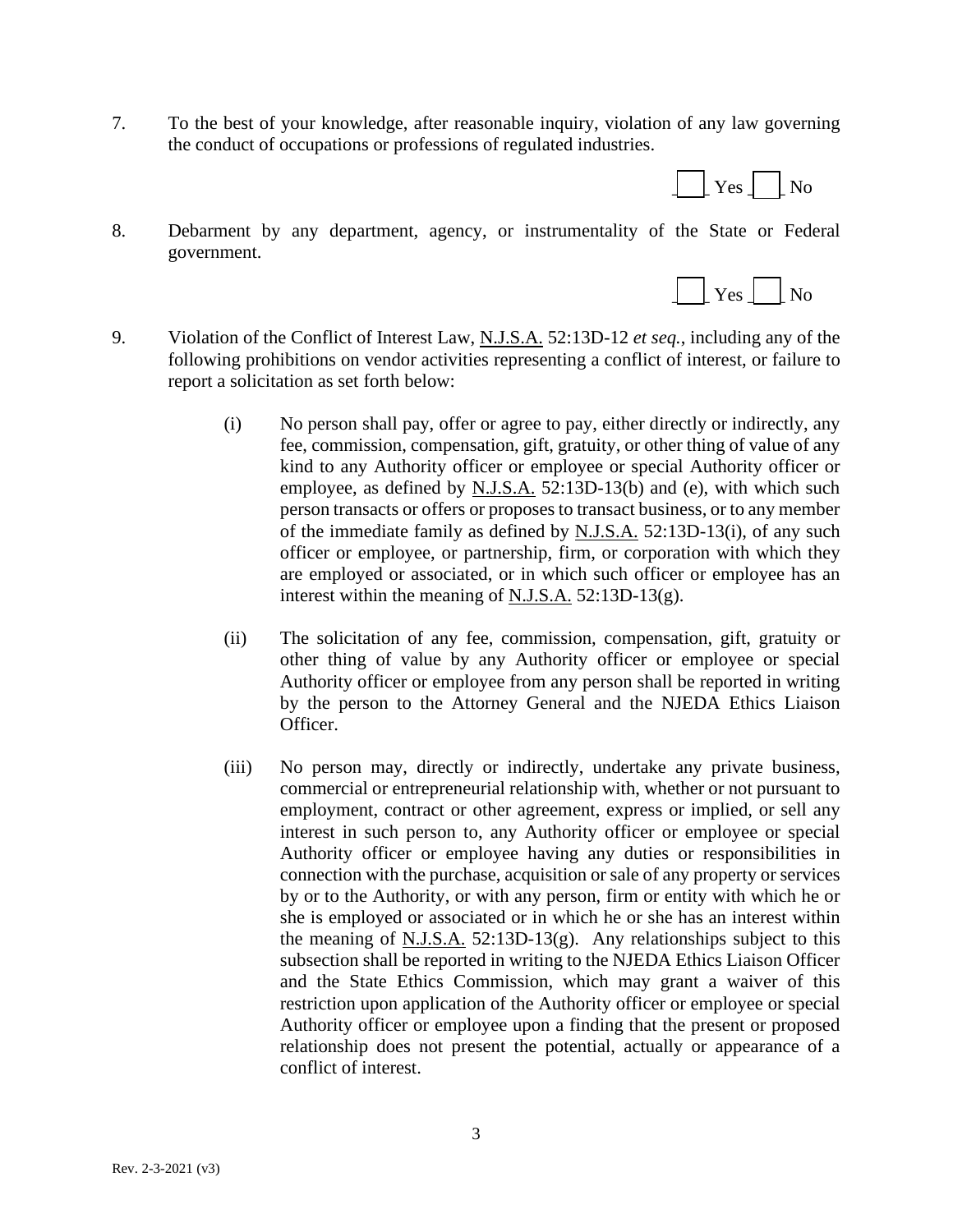7. To the best of your knowledge, after reasonable inquiry, violation of any law governing the conduct of occupations or professions of regulated industries.

   ___ Yes ___ No

8. Debarment by any department, agency, or instrumentality of the State or Federal government.

   ___ Yes ___ No

9. Violation of the Conflict of Interest Law, N.J.S.A. 52:13D-12 *et seq.*, including any of the following prohibitions on vendor activities representing a conflict of interest, or failure to report a solicitation as set forth below:

   (i) No person shall pay, offer or agree to pay, either directly or indirectly, any fee, commission, compensation, gift, gratuity, or other thing of value of any kind to any Authority officer or employee or special Authority officer or employee, as defined by N.J.S.A. 52:13D-13(b) and (e), with which such person transacts or offers or proposes to transact business, or to any member of the immediate family as defined by N.J.S.A. 52:13D-13(i), of any such officer or employee, or partnership, firm, or corporation with which they are employed or associated, or in which such officer or employee has an interest within the meaning of N.J.S.A. 52:13D-13(g).

   (ii) The solicitation of any fee, commission, compensation, gift, gratuity or other thing of value by any Authority officer or employee or special Authority officer or employee from any person shall be reported in writing by the person to the Attorney General and the NJEDA Ethics Liaison Officer.

   (iii) No person may, directly or indirectly, undertake any private business, commercial or entrepreneurial relationship with, whether or not pursuant to employment, contract or other agreement, express or implied, or sell any interest in such person to, any Authority officer or employee or special Authority officer or employee having any duties or responsibilities in connection with the purchase, acquisition or sale of any property or services by or to the Authority, or with any person, firm or entity with which he or she is employed or associated or in which he or she has an interest within the meaning of N.J.S.A. 52:13D-13(g). Any relationships subject to this subsection shall be reported in writing to the NJEDA Ethics Liaison Officer and the State Ethics Commission, which may grant a waiver of this restriction upon application of the Authority officer or employee or special Authority officer or employee upon a finding that the present or proposed relationship does not present the potential, actually or appearance of a conflict of interest.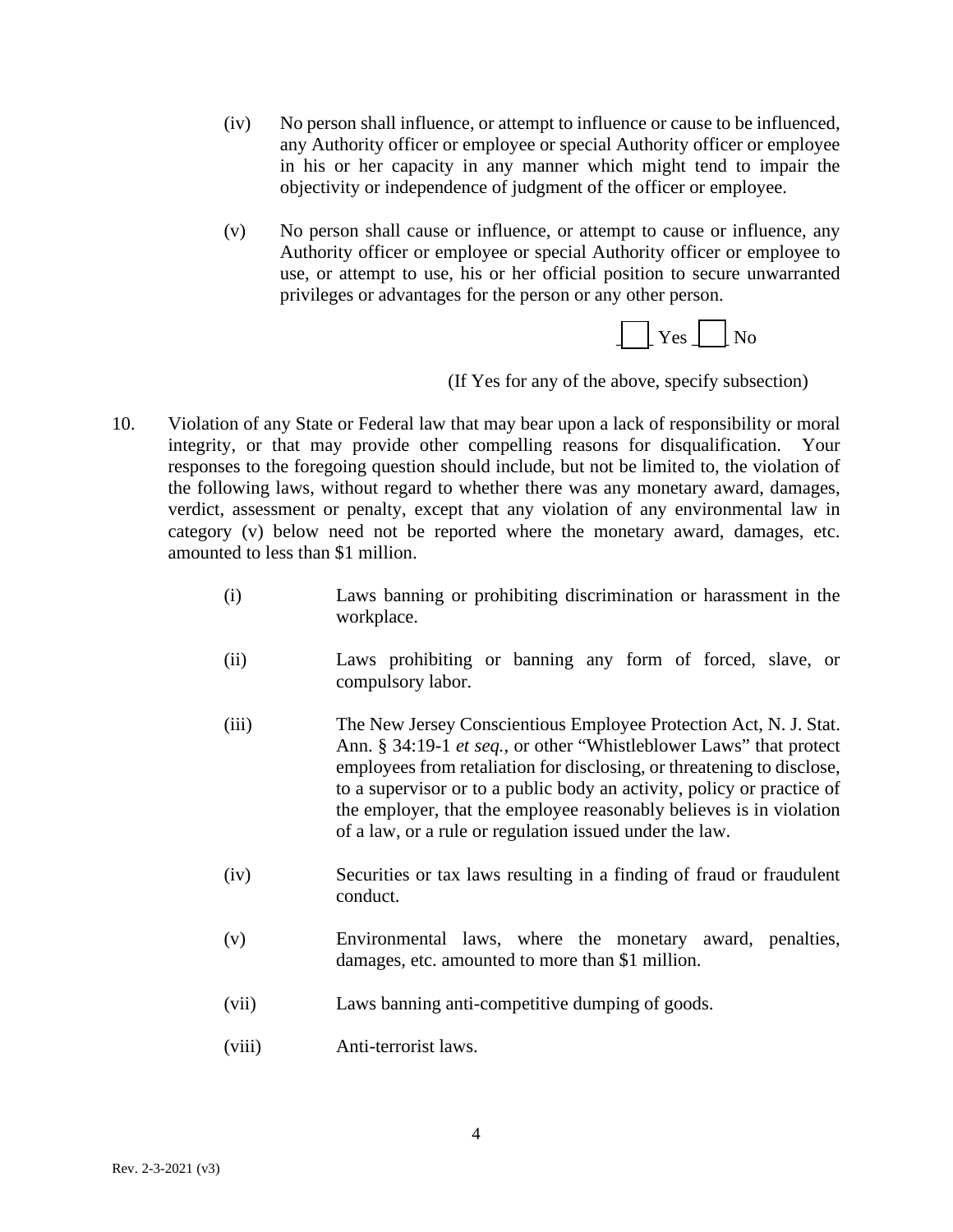(iv) No person shall influence, or attempt to influence or cause to be influenced, any Authority officer or employee or special Authority officer or employee in his or her capacity in any manner which might tend to impair the objectivity or independence of judgment of the officer or employee.

(v) No person shall cause or influence, or attempt to cause or influence, any Authority officer or employee or special Authority officer or employee to use, or attempt to use, his or her official position to secure unwarranted privileges or advantages for the person or any other person.

☐ Yes ☐ No

(If Yes for any of the above, specify subsection)

10. Violation of any State or Federal law that may bear upon a lack of responsibility or moral integrity, or that may provide other compelling reasons for disqualification. Your responses to the foregoing question should include, but not be limited to, the violation of the following laws, without regard to whether there was any monetary award, damages, verdict, assessment or penalty, except that any violation of any environmental law in category (v) below need not be reported where the monetary award, damages, etc. amounted to less than $1 million.

(i) Laws banning or prohibiting discrimination or harassment in the workplace.

(ii) Laws prohibiting or banning any form of forced, slave, or compulsory labor.

(iii) The New Jersey Conscientious Employee Protection Act, N. J. Stat. Ann. § 34:19-1 *et seq.*, or other "Whistleblower Laws" that protect employees from retaliation for disclosing, or threatening to disclose, to a supervisor or to a public body an activity, policy or practice of the employer, that the employee reasonably believes is in violation of a law, or a rule or regulation issued under the law.

(iv) Securities or tax laws resulting in a finding of fraud or fraudulent conduct.

(v) Environmental laws, where the monetary award, penalties, damages, etc. amounted to more than $1 million.

(vii) Laws banning anti-competitive dumping of goods.

(viii) Anti-terrorist laws.

Rev. 2-3-2021 (v3)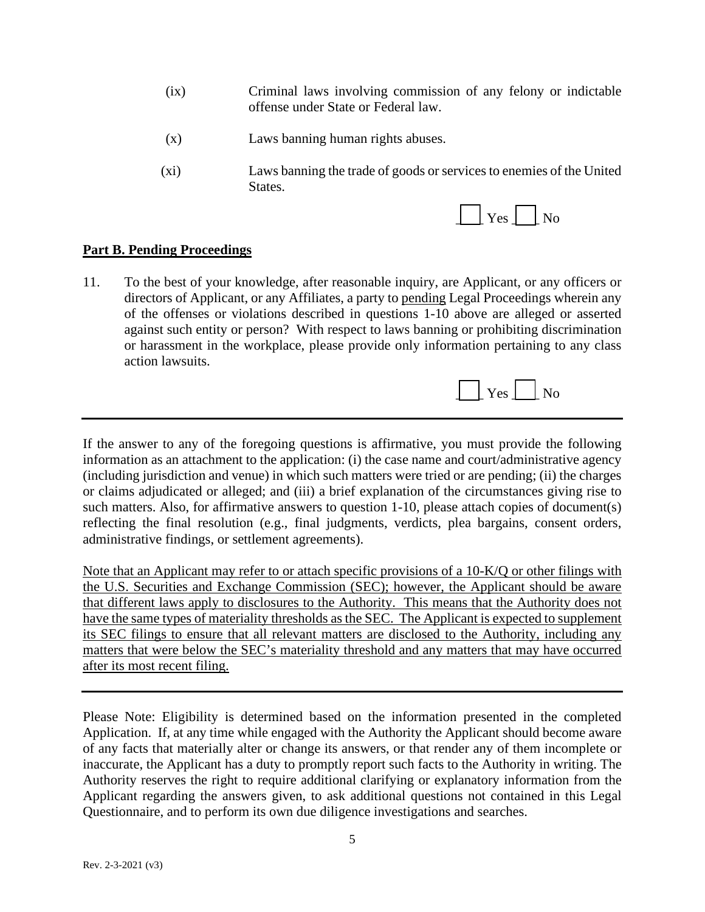(ix) Criminal laws involving commission of any felony or indictable offense under State or Federal law.

(x) Laws banning human rights abuses.

(xi) Laws banning the trade of goods or services to enemies of the United States.

☐ Yes ☐ No

**<u>Part B. Pending Proceedings</u>**

11. To the best of your knowledge, after reasonable inquiry, are Applicant, or any officers or directors of Applicant, or any Affiliates, a party to <u>pending</u> Legal Proceedings wherein any of the offenses or violations described in questions 1-10 above are alleged or asserted against such entity or person? With respect to laws banning or prohibiting discrimination or harassment in the workplace, please provide only information pertaining to any class action lawsuits.

☐ Yes ☐ No

---

If the answer to any of the foregoing questions is affirmative, you must provide the following information as an attachment to the application: (i) the case name and court/administrative agency (including jurisdiction and venue) in which such matters were tried or are pending; (ii) the charges or claims adjudicated or alleged; and (iii) a brief explanation of the circumstances giving rise to such matters. Also, for affirmative answers to question 1-10, please attach copies of document(s) reflecting the final resolution (e.g., final judgments, verdicts, plea bargains, consent orders, administrative findings, or settlement agreements).

<u>Note that an Applicant may refer to or attach specific provisions of a 10-K/Q or other filings with the U.S. Securities and Exchange Commission (SEC); however, the Applicant should be aware that different laws apply to disclosures to the Authority. This means that the Authority does not have the same types of materiality thresholds as the SEC. The Applicant is expected to supplement its SEC filings to ensure that all relevant matters are disclosed to the Authority, including any matters that were below the SEC's materiality threshold and any matters that may have occurred after its most recent filing.</u>

---

Please Note: Eligibility is determined based on the information presented in the completed Application. If, at any time while engaged with the Authority the Applicant should become aware of any facts that materially alter or change its answers, or that render any of them incomplete or inaccurate, the Applicant has a duty to promptly report such facts to the Authority in writing. The Authority reserves the right to require additional clarifying or explanatory information from the Applicant regarding the answers given, to ask additional questions not contained in this Legal Questionnaire, and to perform its own due diligence investigations and searches.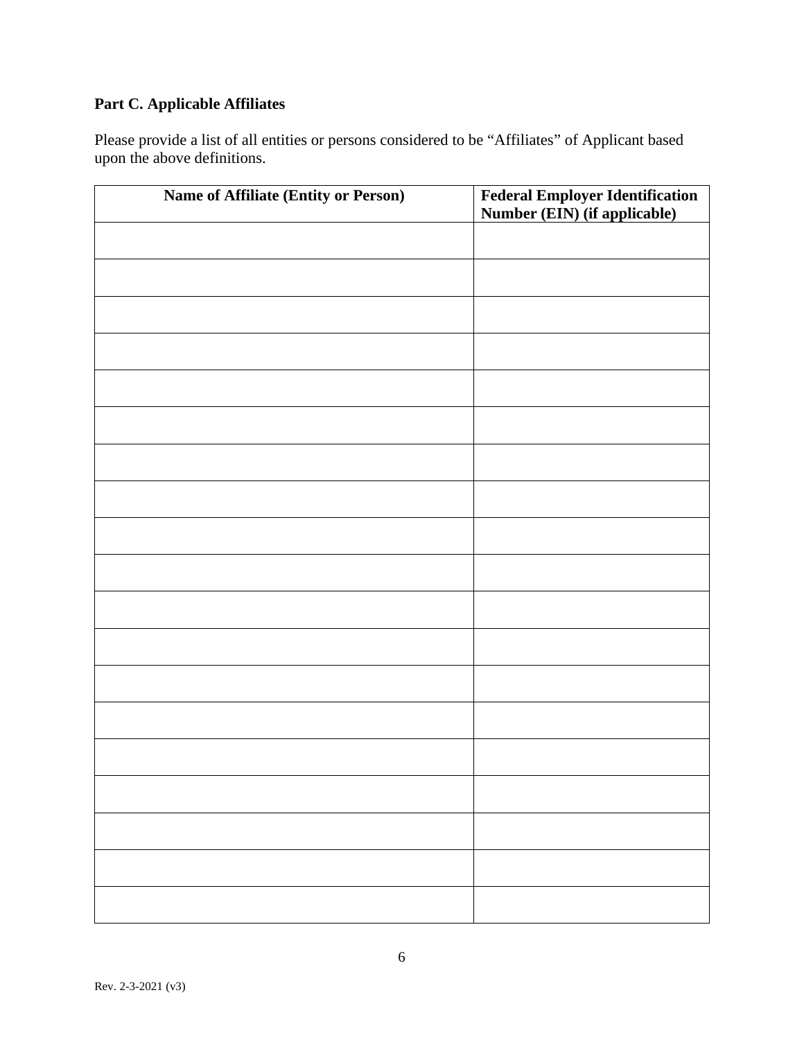**Part C. Applicable Affiliates**

Please provide a list of all entities or persons considered to be "Affiliates" of Applicant based upon the above definitions.

| Name of Affiliate (Entity or Person) | Federal Employer Identification Number (EIN) (if applicable) |
|---|---|
| | |
| | |
| | |
| | |
| | |
| | |
| | |
| | |
| | |
| | |
| | |
| | |
| | |
| | |
| | |
| | |
| | |
| | |
| | |

Rev. 2-3-2021 (v3)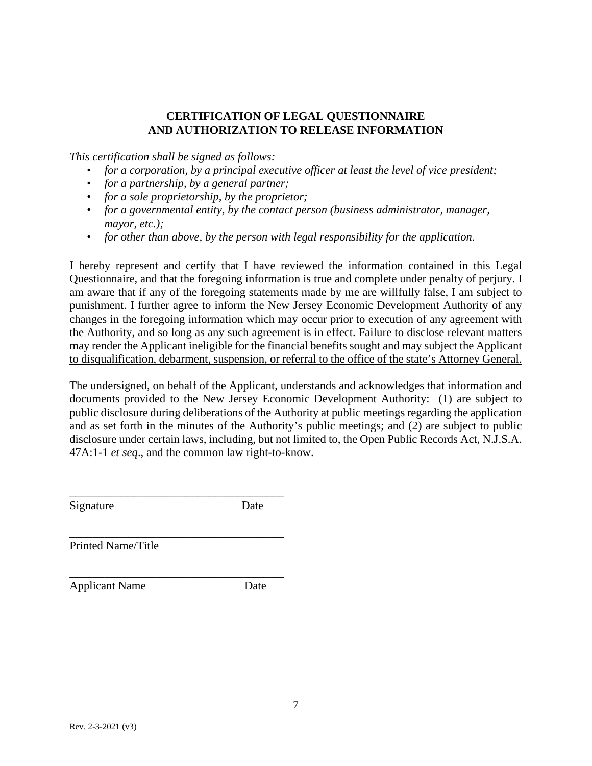**CERTIFICATION OF LEGAL QUESTIONNAIRE AND AUTHORIZATION TO RELEASE INFORMATION**

*This certification shall be signed as follows:*

- *for a corporation, by a principal executive officer at least the level of vice president;*
- *for a partnership, by a general partner;*
- *for a sole proprietorship, by the proprietor;*
- *for a governmental entity, by the contact person (business administrator, manager, mayor, etc.);*
- *for other than above, by the person with legal responsibility for the application.*

I hereby represent and certify that I have reviewed the information contained in this Legal Questionnaire, and that the foregoing information is true and complete under penalty of perjury. I am aware that if any of the foregoing statements made by me are willfully false, I am subject to punishment. I further agree to inform the New Jersey Economic Development Authority of any changes in the foregoing information which may occur prior to execution of any agreement with the Authority, and so long as any such agreement is in effect. <u>Failure to disclose relevant matters may render the Applicant ineligible for the financial benefits sought and may subject the Applicant to disqualification, debarment, suspension, or referral to the office of the state's Attorney General.</u>

The undersigned, on behalf of the Applicant, understands and acknowledges that information and documents provided to the New Jersey Economic Development Authority: (1) are subject to public disclosure during deliberations of the Authority at public meetings regarding the application and as set forth in the minutes of the Authority's public meetings; and (2) are subject to public disclosure under certain laws, including, but not limited to, the Open Public Records Act, N.J.S.A. 47A:1-1 *et seq*., and the common law right-to-know.

_____________________________________
Signature                                        Date

_____________________________________
Printed Name/Title

_____________________________________
Applicant Name                               Date

Rev. 2-3-2021 (v3)